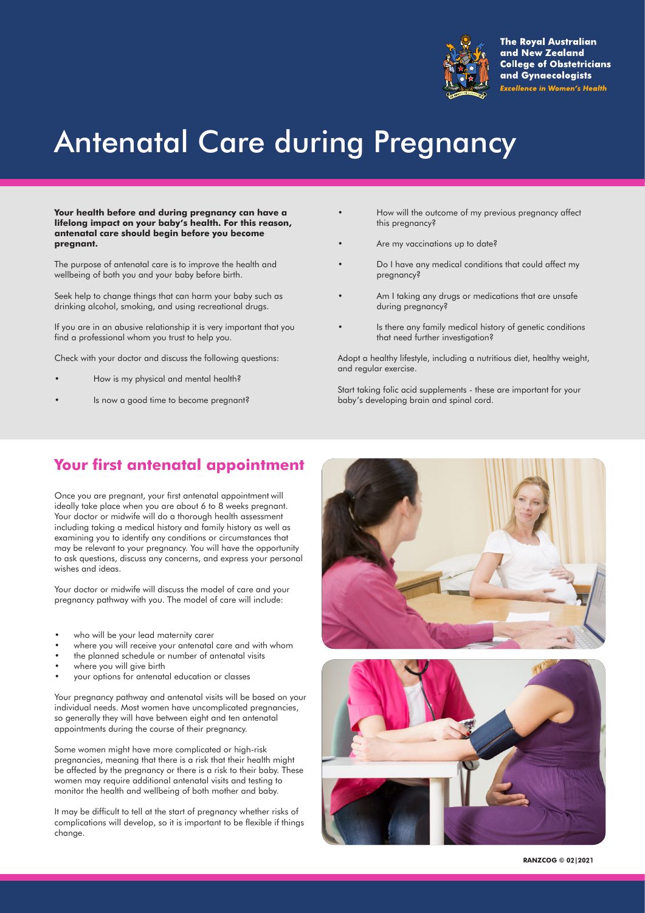The Royal Australian and New Zealand College of Obstetricians and Gynaecologists
*Excellence in Women's Health*

# Antenatal Care during Pregnancy

**Your health before and during pregnancy can have a lifelong impact on your baby's health. For this reason, antenatal care should begin before you become pregnant.**

The purpose of antenatal care is to improve the health and wellbeing of both you and your baby before birth.

Seek help to change things that can harm your baby such as drinking alcohol, smoking, and using recreational drugs.

If you are in an abusive relationship it is very important that you find a professional whom you trust to help you.

Check with your doctor and discuss the following questions:

- How is my physical and mental health?
- Is now a good time to become pregnant?
- How will the outcome of my previous pregnancy affect this pregnancy?
- Are my vaccinations up to date?
- Do I have any medical conditions that could affect my pregnancy?
- Am I taking any drugs or medications that are unsafe during pregnancy?
- Is there any family medical history of genetic conditions that need further investigation?

Adopt a healthy lifestyle, including a nutritious diet, healthy weight, and regular exercise.

Start taking folic acid supplements - these are important for your baby's developing brain and spinal cord.

## Your first antenatal appointment

Once you are pregnant, your first antenatal appointment will ideally take place when you are about 6 to 8 weeks pregnant. Your doctor or midwife will do a thorough health assessment including taking a medical history and family history as well as examining you to identify any conditions or circumstances that may be relevant to your pregnancy. You will have the opportunity to ask questions, discuss any concerns, and express your personal wishes and ideas.

Your doctor or midwife will discuss the model of care and your pregnancy pathway with you. The model of care will include:

- who will be your lead maternity carer
- where you will receive your antenatal care and with whom
- the planned schedule or number of antenatal visits
- where you will give birth
- your options for antenatal education or classes

Your pregnancy pathway and antenatal visits will be based on your individual needs. Most women have uncomplicated pregnancies, so generally they will have between eight and ten antenatal appointments during the course of their pregnancy.

Some women might have more complicated or high-risk pregnancies, meaning that there is a risk that their health might be affected by the pregnancy or there is a risk to their baby. These women may require additional antenatal visits and testing to monitor the health and wellbeing of both mother and baby.

It may be difficult to tell at the start of pregnancy whether risks of complications will develop, so it is important to be flexible if things change.

RANZCOG © 02|2021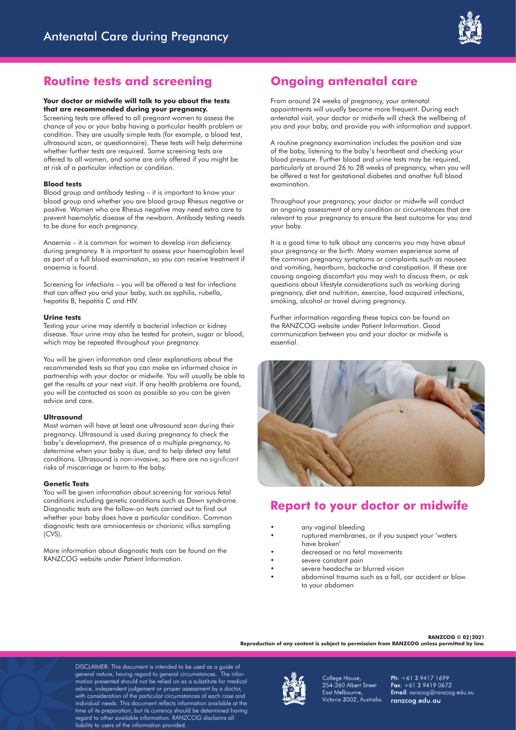## Routine tests and screening

**Your doctor or midwife will talk to you about the tests that are recommended during your pregnancy.**

Screening tests are offered to all pregnant women to assess the chance of you or your baby having a particular health problem or condition. They are usually simple tests (for example, a blood test, ultrasound scan, or questionnaire). These tests will help determine whether further tests are required. Some screening tests are offered to all women, and some are only offered if you might be at risk of a particular infection or condition.

### Blood tests

Blood group and antibody testing – it is important to know your blood group and whether you are blood group Rhesus negative or positive. Women who are Rhesus negative may need extra care to prevent haemolytic disease of the newborn. Antibody testing needs to be done for each pregnancy.

Anaemia – it is common for women to develop iron deficiency during pregnancy. It is important to assess your haemoglobin level as part of a full blood examination, so you can receive treatment if anaemia is found.

Screening for infections – you will be offered a test for infections that can affect you and your baby, such as syphilis, rubella, hepatitis B, hepatitis C and HIV.

### Urine tests

Testing your urine may identify a bacterial infection or kidney disease. Your urine may also be tested for protein, sugar or blood, which may be repeated throughout your pregnancy.

You will be given information and clear explanations about the recommended tests so that you can make an informed choice in partnership with your doctor or midwife. You will usually be able to get the results at your next visit. If any health problems are found, you will be contacted as soon as possible so you can be given advice and care.

### Ultrasound

Most women will have at least one ultrasound scan during their pregnancy. Ultrasound is used during pregnancy to check the baby's development, the presence of a multiple pregnancy, to determine when your baby is due, and to help detect any fetal conditions. Ultrasound is non-invasive, so there are no significant risks of miscarriage or harm to the baby.

### Genetic Tests

You will be given information about screening for various fetal conditions including genetic conditions such as Down syndrome. Diagnostic tests are the follow-on tests carried out to find out whether your baby does have a particular condition. Common diagnostic tests are amniocentesis or chorionic villus sampling (CVS).

More information about diagnostic tests can be found on the RANZCOG website under Patient Information.

## Ongoing antenatal care

From around 24 weeks of pregnancy, your antenatal appointments will usually become more frequent. During each antenatal visit, your doctor or midwife will check the wellbeing of you and your baby, and provide you with information and support.

A routine pregnancy examination includes the position and size of the baby, listening to the baby's heartbeat and checking your blood pressure. Further blood and urine tests may be required, particularly at around 26 to 28 weeks of pregnancy, when you will be offered a test for gestational diabetes and another full blood examination.

Throughout your pregnancy, your doctor or midwife will conduct an ongoing assessment of any condition or circumstances that are relevant to your pregnancy to ensure the best outcome for you and your baby.

It is a good time to talk about any concerns you may have about your pregnancy or the birth. Many women experience some of the common pregnancy symptoms or complaints such as nausea and vomiting, heartburn, backache and constipation. If these are causing ongoing discomfort you may wish to discuss them, or ask questions about lifestyle considerations such as working during pregnancy, diet and nutrition, exercise, food acquired infections, smoking, alcohol or travel during pregnancy.

Further information regarding these topics can be found on the RANZCOG website under Patient Information. Good communication between you and your doctor or midwife is essential.

## Report to your doctor or midwife

- any vaginal bleeding
- ruptured membranes, or if you suspect your 'waters have broken'
- decreased or no fetal movements
- severe constant pain
- severe headache or blurred vision
- abdominal trauma such as a fall, car accident or blow to your abdomen

**RANZCOG © 02|2021**
**Reproduction of any content is subject to permission from RANZCOG unless permitted by law.**

DISCLAIMER: This document is intended to be used as a guide of general nature, having regard to general circumstances. The information presented should not be relied on as a substitute for medical advice, independent judgement or proper assessment by a doctor, with consideration of the particular circumstances of each case and individual needs. This document reflects information available at the time of its preparation, but its currency should be determined having regard to other available information. RANZCOG disclaims all liability to users of the information provided.

College House,
254-260 Albert Street
East Melbourne,
Victoria 3002, Australia.

**Ph**: +61 3 9417 1699
**Fax**: +61 3 9419 0672
**Email**: ranzcog@ranzcog.edu.au
ranzcog.edu.au